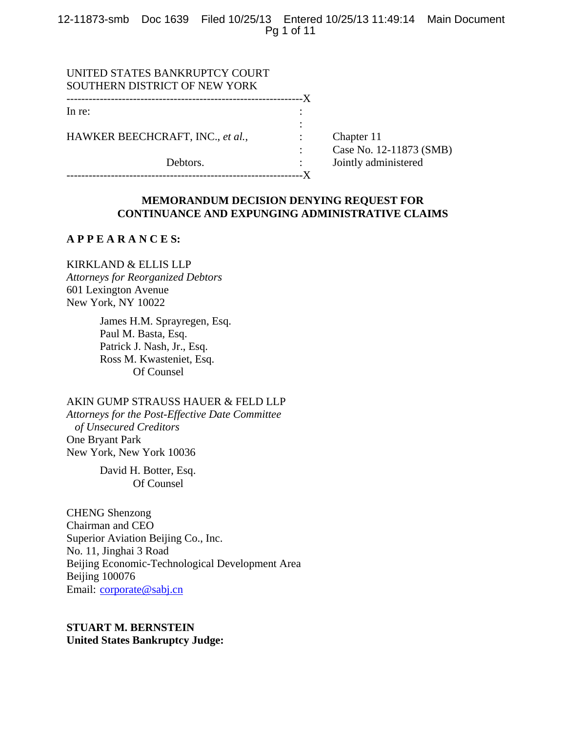UNITED STATES BANKRUPTCY COURT
SOUTHERN DISTRICT OF NEW YORK

| | | |
|---|---|---|
| In re: | : | |
| | : | |
| HAWKER BEECHCRAFT, INC., *et al.*, | : | Chapter 11 |
| | : | Case No. 12-11873 (SMB) |
| Debtors. | : | Jointly administered |

## MEMORANDUM DECISION DENYING REQUEST FOR CONTINUANCE AND EXPUNGING ADMINISTRATIVE CLAIMS

**A P P E A R A N C E S:**

KIRKLAND & ELLIS LLP
*Attorneys for Reorganized Debtors*
601 Lexington Avenue
New York, NY 10022

James H.M. Sprayregen, Esq.
Paul M. Basta, Esq.
Patrick J. Nash, Jr., Esq.
Ross M. Kwasteniet, Esq.
Of Counsel

AKIN GUMP STRAUSS HAUER & FELD LLP
*Attorneys for the Post-Effective Date Committee of Unsecured Creditors*
One Bryant Park
New York, New York 10036

David H. Botter, Esq.
Of Counsel

CHENG Shenzong
Chairman and CEO
Superior Aviation Beijing Co., Inc.
No. 11, Jinghai 3 Road
Beijing Economic-Technological Development Area
Beijing 100076
Email: corporate@sabj.cn

**STUART M. BERNSTEIN**
**United States Bankruptcy Judge:**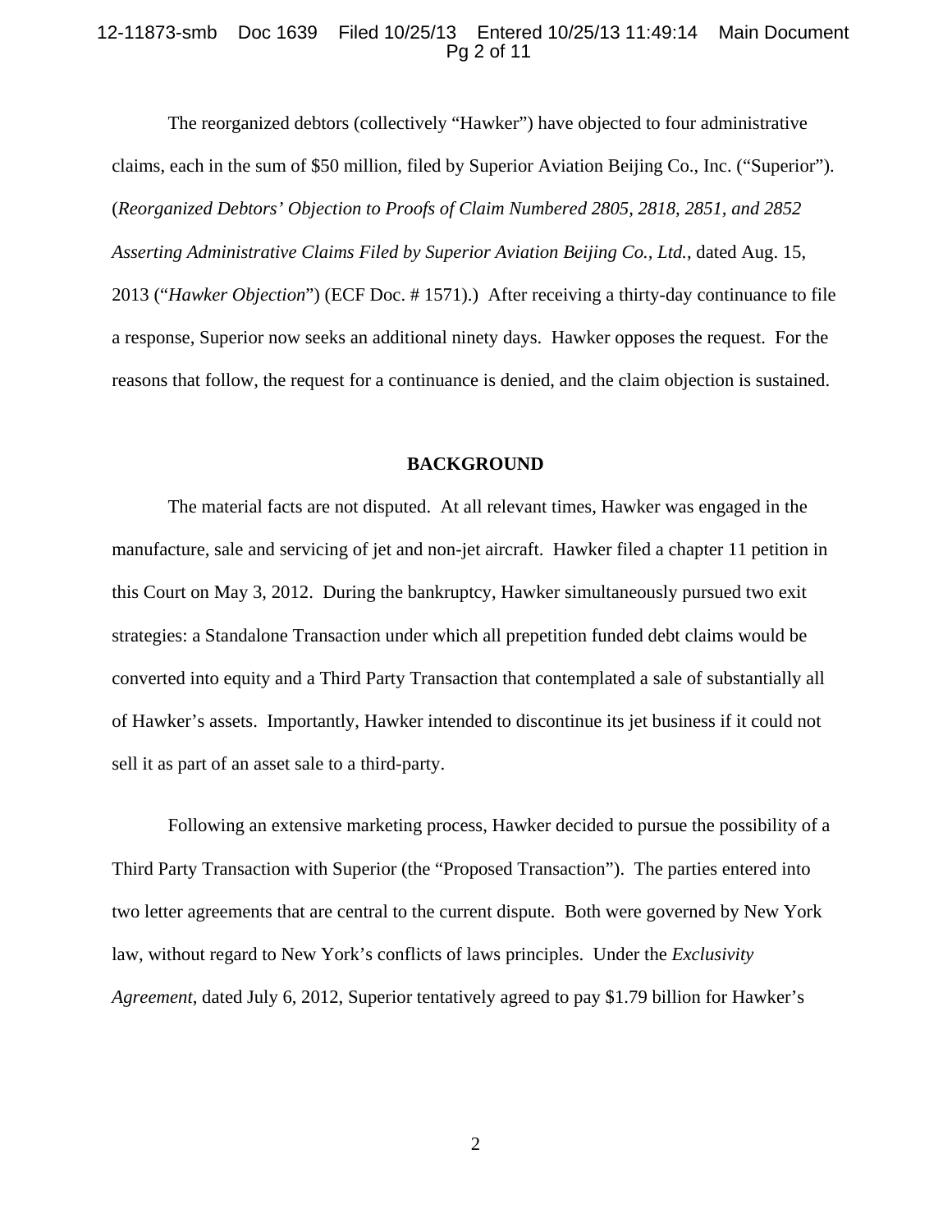The reorganized debtors (collectively "Hawker") have objected to four administrative claims, each in the sum of $50 million, filed by Superior Aviation Beijing Co., Inc. ("Superior"). (*Reorganized Debtors' Objection to Proofs of Claim Numbered 2805, 2818, 2851, and 2852 Asserting Administrative Claims Filed by Superior Aviation Beijing Co., Ltd.*, dated Aug. 15, 2013 ("*Hawker Objection*") (ECF Doc. # 1571).) After receiving a thirty-day continuance to file a response, Superior now seeks an additional ninety days. Hawker opposes the request. For the reasons that follow, the request for a continuance is denied, and the claim objection is sustained.

## BACKGROUND

The material facts are not disputed. At all relevant times, Hawker was engaged in the manufacture, sale and servicing of jet and non-jet aircraft. Hawker filed a chapter 11 petition in this Court on May 3, 2012. During the bankruptcy, Hawker simultaneously pursued two exit strategies: a Standalone Transaction under which all prepetition funded debt claims would be converted into equity and a Third Party Transaction that contemplated a sale of substantially all of Hawker's assets. Importantly, Hawker intended to discontinue its jet business if it could not sell it as part of an asset sale to a third-party.

Following an extensive marketing process, Hawker decided to pursue the possibility of a Third Party Transaction with Superior (the "Proposed Transaction"). The parties entered into two letter agreements that are central to the current dispute. Both were governed by New York law, without regard to New York's conflicts of laws principles. Under the *Exclusivity Agreement*, dated July 6, 2012, Superior tentatively agreed to pay $1.79 billion for Hawker's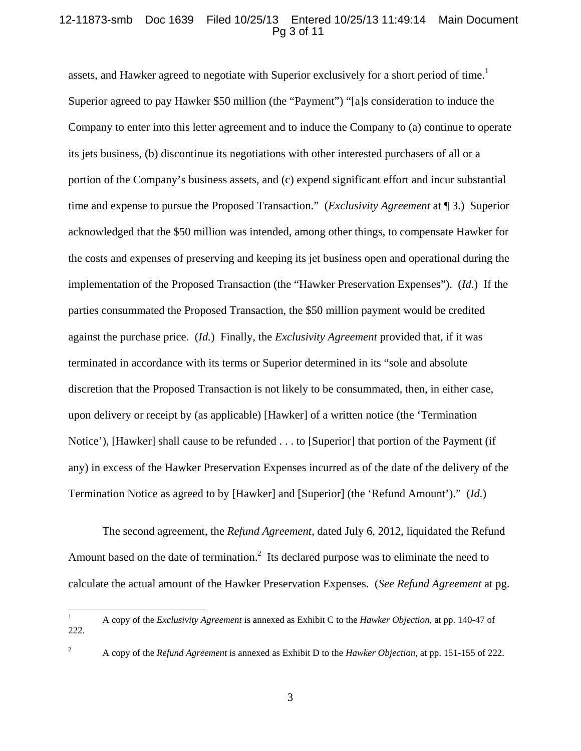assets, and Hawker agreed to negotiate with Superior exclusively for a short period of time.[1] Superior agreed to pay Hawker $50 million (the "Payment") "[a]s consideration to induce the Company to enter into this letter agreement and to induce the Company to (a) continue to operate its jets business, (b) discontinue its negotiations with other interested purchasers of all or a portion of the Company's business assets, and (c) expend significant effort and incur substantial time and expense to pursue the Proposed Transaction." (*Exclusivity Agreement* at ¶ 3.) Superior acknowledged that the $50 million was intended, among other things, to compensate Hawker for the costs and expenses of preserving and keeping its jet business open and operational during the implementation of the Proposed Transaction (the "Hawker Preservation Expenses"). (*Id.*) If the parties consummated the Proposed Transaction, the $50 million payment would be credited against the purchase price. (*Id.*) Finally, the *Exclusivity Agreement* provided that, if it was terminated in accordance with its terms or Superior determined in its "sole and absolute discretion that the Proposed Transaction is not likely to be consummated, then, in either case, upon delivery or receipt by (as applicable) [Hawker] of a written notice (the 'Termination Notice'), [Hawker] shall cause to be refunded . . . to [Superior] that portion of the Payment (if any) in excess of the Hawker Preservation Expenses incurred as of the date of the delivery of the Termination Notice as agreed to by [Hawker] and [Superior] (the 'Refund Amount')." (*Id.*)

The second agreement, the *Refund Agreement*, dated July 6, 2012, liquidated the Refund Amount based on the date of termination.[2] Its declared purpose was to eliminate the need to calculate the actual amount of the Hawker Preservation Expenses. (*See Refund Agreement* at pg.

---

[1] A copy of the *Exclusivity Agreement* is annexed as Exhibit C to the *Hawker Objection*, at pp. 140-47 of 222.

[2] A copy of the *Refund Agreement* is annexed as Exhibit D to the *Hawker Objection*, at pp. 151-155 of 222.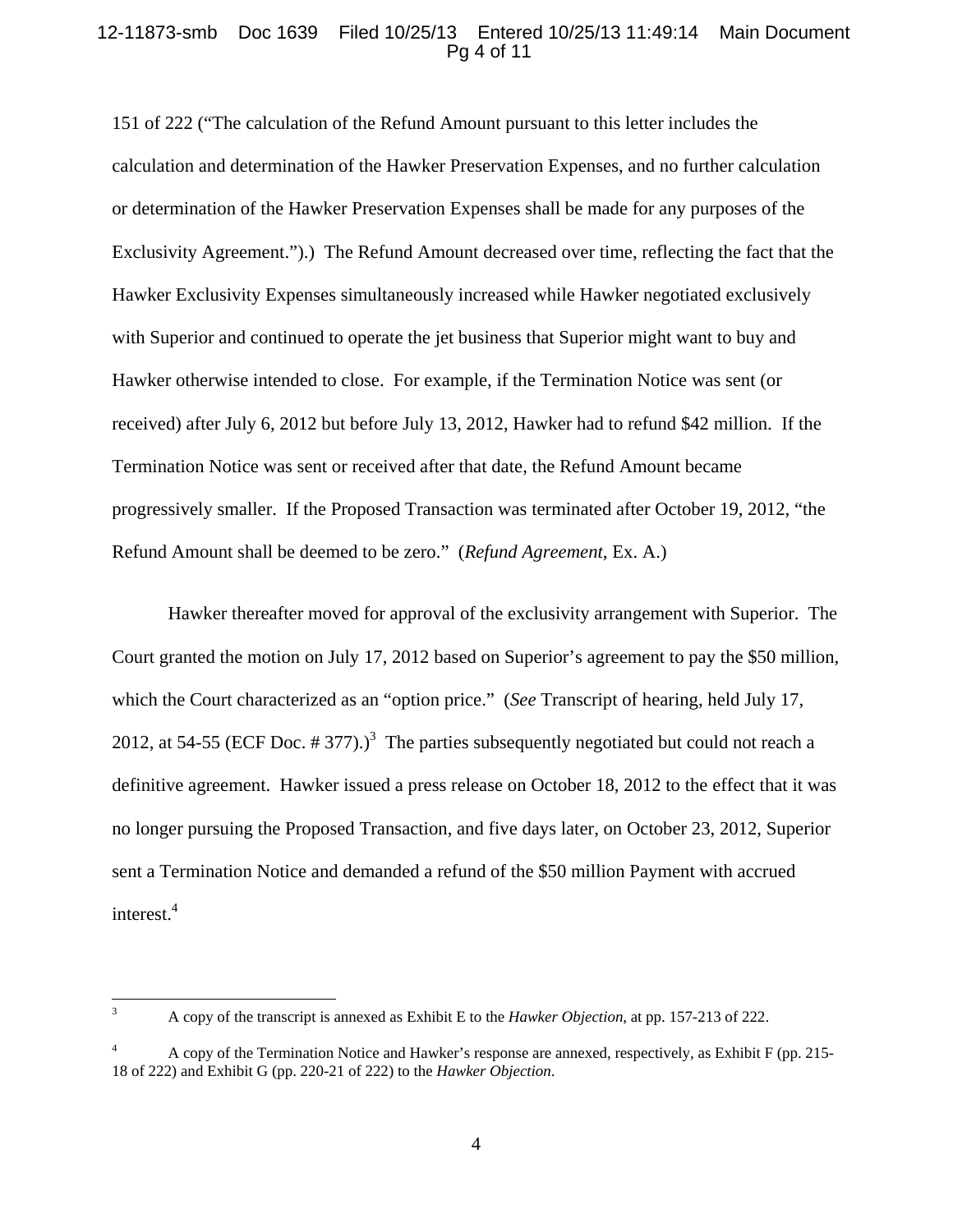151 of 222 ("The calculation of the Refund Amount pursuant to this letter includes the calculation and determination of the Hawker Preservation Expenses, and no further calculation or determination of the Hawker Preservation Expenses shall be made for any purposes of the Exclusivity Agreement.").) The Refund Amount decreased over time, reflecting the fact that the Hawker Exclusivity Expenses simultaneously increased while Hawker negotiated exclusively with Superior and continued to operate the jet business that Superior might want to buy and Hawker otherwise intended to close. For example, if the Termination Notice was sent (or received) after July 6, 2012 but before July 13, 2012, Hawker had to refund $42 million. If the Termination Notice was sent or received after that date, the Refund Amount became progressively smaller. If the Proposed Transaction was terminated after October 19, 2012, "the Refund Amount shall be deemed to be zero." (*Refund Agreement*, Ex. A.)

Hawker thereafter moved for approval of the exclusivity arrangement with Superior. The Court granted the motion on July 17, 2012 based on Superior's agreement to pay the $50 million, which the Court characterized as an "option price." (*See* Transcript of hearing, held July 17, 2012, at 54-55 (ECF Doc. # 377).)[3] The parties subsequently negotiated but could not reach a definitive agreement. Hawker issued a press release on October 18, 2012 to the effect that it was no longer pursuing the Proposed Transaction, and five days later, on October 23, 2012, Superior sent a Termination Notice and demanded a refund of the $50 million Payment with accrued interest.[4]

---

[3] A copy of the transcript is annexed as Exhibit E to the *Hawker Objection*, at pp. 157-213 of 222.

[4] A copy of the Termination Notice and Hawker's response are annexed, respectively, as Exhibit F (pp. 215-18 of 222) and Exhibit G (pp. 220-21 of 222) to the *Hawker Objection*.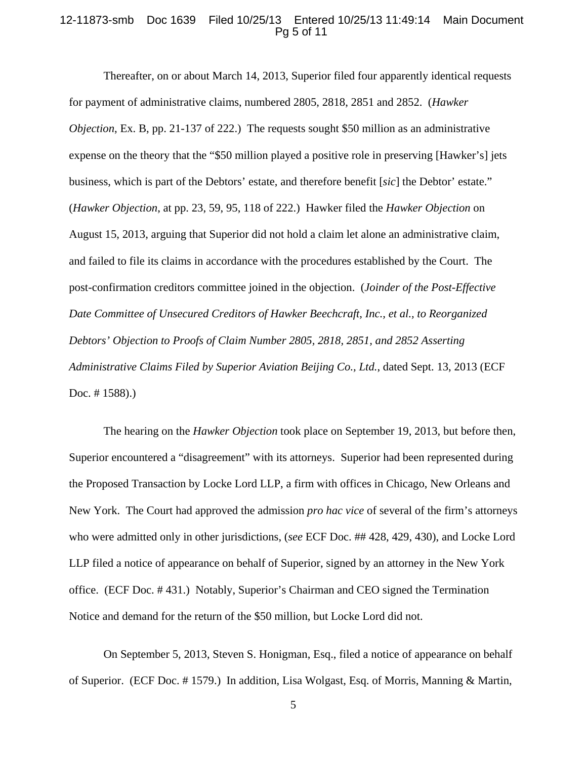Thereafter, on or about March 14, 2013, Superior filed four apparently identical requests for payment of administrative claims, numbered 2805, 2818, 2851 and 2852. (*Hawker Objection*, Ex. B, pp. 21-137 of 222.) The requests sought $50 million as an administrative expense on the theory that the "$50 million played a positive role in preserving [Hawker's] jets business, which is part of the Debtors' estate, and therefore benefit [*sic*] the Debtor' estate." (*Hawker Objection*, at pp. 23, 59, 95, 118 of 222.) Hawker filed the *Hawker Objection* on August 15, 2013, arguing that Superior did not hold a claim let alone an administrative claim, and failed to file its claims in accordance with the procedures established by the Court. The post-confirmation creditors committee joined in the objection. (*Joinder of the Post-Effective Date Committee of Unsecured Creditors of Hawker Beechcraft, Inc., et al., to Reorganized Debtors' Objection to Proofs of Claim Number 2805, 2818, 2851, and 2852 Asserting Administrative Claims Filed by Superior Aviation Beijing Co., Ltd.*, dated Sept. 13, 2013 (ECF Doc. # 1588).)

The hearing on the *Hawker Objection* took place on September 19, 2013, but before then, Superior encountered a "disagreement" with its attorneys. Superior had been represented during the Proposed Transaction by Locke Lord LLP, a firm with offices in Chicago, New Orleans and New York. The Court had approved the admission *pro hac vice* of several of the firm's attorneys who were admitted only in other jurisdictions, (*see* ECF Doc. ## 428, 429, 430), and Locke Lord LLP filed a notice of appearance on behalf of Superior, signed by an attorney in the New York office. (ECF Doc. # 431.) Notably, Superior's Chairman and CEO signed the Termination Notice and demand for the return of the $50 million, but Locke Lord did not.

On September 5, 2013, Steven S. Honigman, Esq., filed a notice of appearance on behalf of Superior. (ECF Doc. # 1579.) In addition, Lisa Wolgast, Esq. of Morris, Manning & Martin,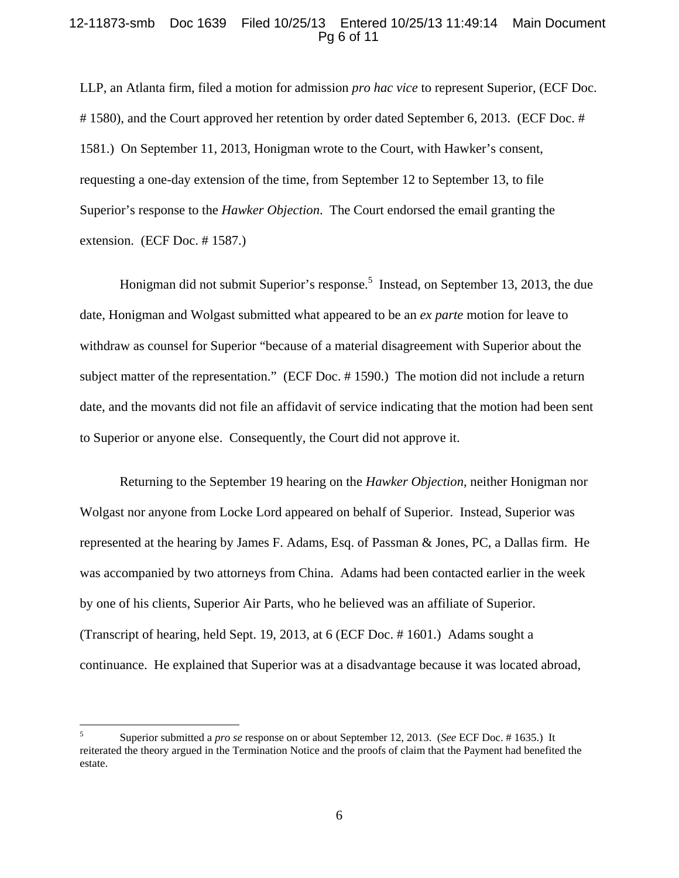LLP, an Atlanta firm, filed a motion for admission *pro hac vice* to represent Superior, (ECF Doc. # 1580), and the Court approved her retention by order dated September 6, 2013. (ECF Doc. # 1581.) On September 11, 2013, Honigman wrote to the Court, with Hawker's consent, requesting a one-day extension of the time, from September 12 to September 13, to file Superior's response to the *Hawker Objection*. The Court endorsed the email granting the extension. (ECF Doc. # 1587.)

Honigman did not submit Superior's response.[5] Instead, on September 13, 2013, the due date, Honigman and Wolgast submitted what appeared to be an *ex parte* motion for leave to withdraw as counsel for Superior "because of a material disagreement with Superior about the subject matter of the representation." (ECF Doc. # 1590.) The motion did not include a return date, and the movants did not file an affidavit of service indicating that the motion had been sent to Superior or anyone else. Consequently, the Court did not approve it.

Returning to the September 19 hearing on the *Hawker Objection*, neither Honigman nor Wolgast nor anyone from Locke Lord appeared on behalf of Superior. Instead, Superior was represented at the hearing by James F. Adams, Esq. of Passman & Jones, PC, a Dallas firm. He was accompanied by two attorneys from China. Adams had been contacted earlier in the week by one of his clients, Superior Air Parts, who he believed was an affiliate of Superior. (Transcript of hearing, held Sept. 19, 2013, at 6 (ECF Doc. # 1601.) Adams sought a continuance. He explained that Superior was at a disadvantage because it was located abroad,

---

[5] Superior submitted a *pro se* response on or about September 12, 2013. (*See* ECF Doc. # 1635.) It reiterated the theory argued in the Termination Notice and the proofs of claim that the Payment had benefited the estate.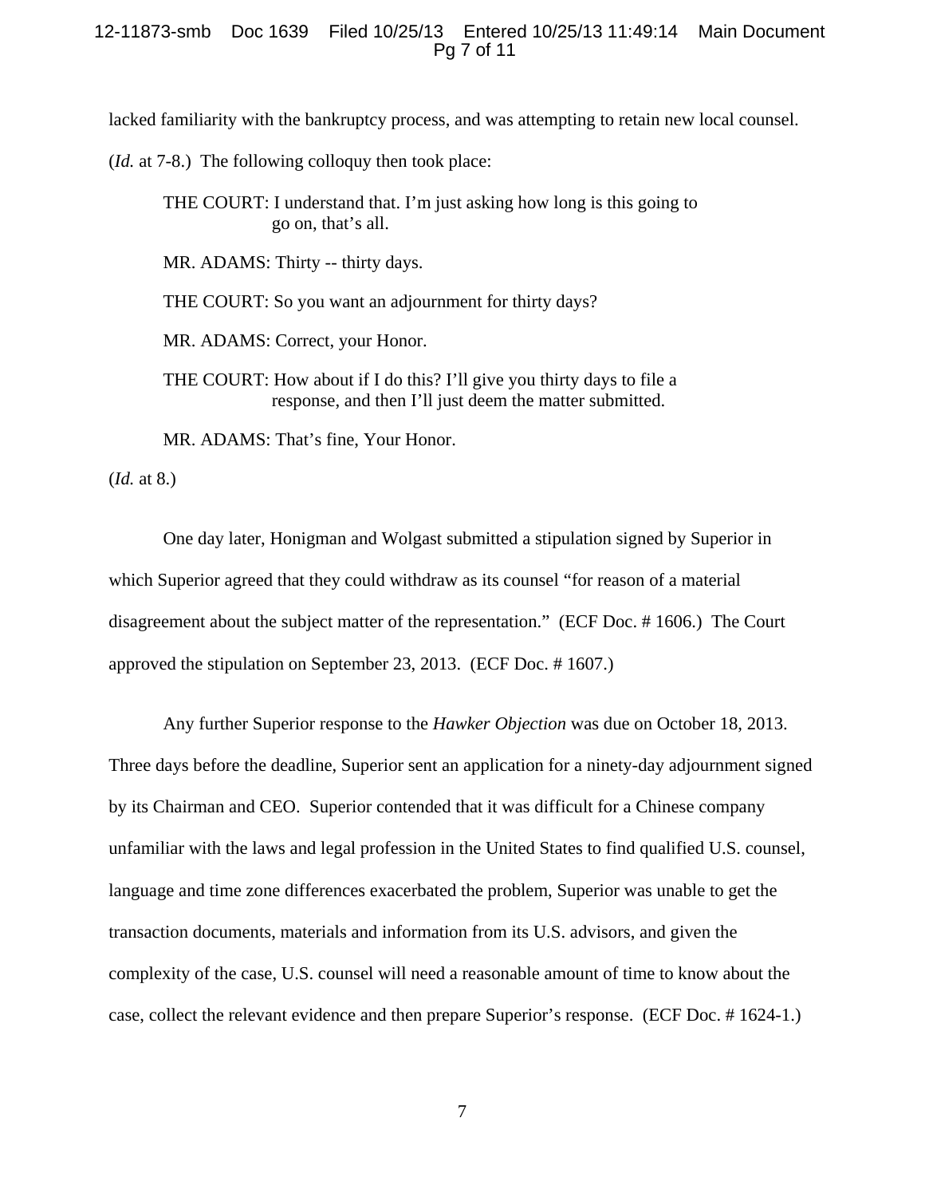lacked familiarity with the bankruptcy process, and was attempting to retain new local counsel. (*Id.* at 7-8.) The following colloquy then took place:

> THE COURT: I understand that. I'm just asking how long is this going to go on, that's all.
>
> MR. ADAMS: Thirty -- thirty days.
>
> THE COURT: So you want an adjournment for thirty days?
>
> MR. ADAMS: Correct, your Honor.
>
> THE COURT: How about if I do this? I'll give you thirty days to file a response, and then I'll just deem the matter submitted.
>
> MR. ADAMS: That's fine, Your Honor.

(*Id.* at 8.)

One day later, Honigman and Wolgast submitted a stipulation signed by Superior in which Superior agreed that they could withdraw as its counsel "for reason of a material disagreement about the subject matter of the representation." (ECF Doc. # 1606.) The Court approved the stipulation on September 23, 2013. (ECF Doc. # 1607.)

Any further Superior response to the *Hawker Objection* was due on October 18, 2013. Three days before the deadline, Superior sent an application for a ninety-day adjournment signed by its Chairman and CEO. Superior contended that it was difficult for a Chinese company unfamiliar with the laws and legal profession in the United States to find qualified U.S. counsel, language and time zone differences exacerbated the problem, Superior was unable to get the transaction documents, materials and information from its U.S. advisors, and given the complexity of the case, U.S. counsel will need a reasonable amount of time to know about the case, collect the relevant evidence and then prepare Superior's response. (ECF Doc. # 1624-1.)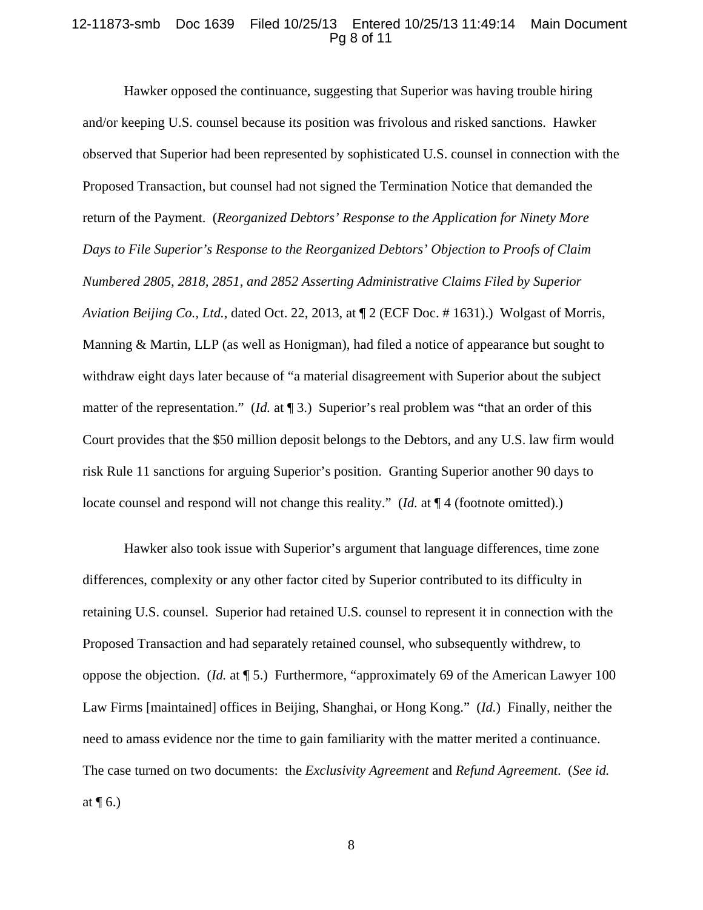Hawker opposed the continuance, suggesting that Superior was having trouble hiring and/or keeping U.S. counsel because its position was frivolous and risked sanctions. Hawker observed that Superior had been represented by sophisticated U.S. counsel in connection with the Proposed Transaction, but counsel had not signed the Termination Notice that demanded the return of the Payment. (*Reorganized Debtors' Response to the Application for Ninety More Days to File Superior's Response to the Reorganized Debtors' Objection to Proofs of Claim Numbered 2805, 2818, 2851, and 2852 Asserting Administrative Claims Filed by Superior Aviation Beijing Co., Ltd.*, dated Oct. 22, 2013, at ¶ 2 (ECF Doc. # 1631).) Wolgast of Morris, Manning & Martin, LLP (as well as Honigman), had filed a notice of appearance but sought to withdraw eight days later because of "a material disagreement with Superior about the subject matter of the representation." (*Id.* at ¶ 3.) Superior's real problem was "that an order of this Court provides that the $50 million deposit belongs to the Debtors, and any U.S. law firm would risk Rule 11 sanctions for arguing Superior's position. Granting Superior another 90 days to locate counsel and respond will not change this reality." (*Id.* at ¶ 4 (footnote omitted).)

Hawker also took issue with Superior's argument that language differences, time zone differences, complexity or any other factor cited by Superior contributed to its difficulty in retaining U.S. counsel. Superior had retained U.S. counsel to represent it in connection with the Proposed Transaction and had separately retained counsel, who subsequently withdrew, to oppose the objection. (*Id.* at ¶ 5.) Furthermore, "approximately 69 of the American Lawyer 100 Law Firms [maintained] offices in Beijing, Shanghai, or Hong Kong." (*Id.*) Finally, neither the need to amass evidence nor the time to gain familiarity with the matter merited a continuance. The case turned on two documents: the *Exclusivity Agreement* and *Refund Agreement*. (*See id.* at ¶ 6.)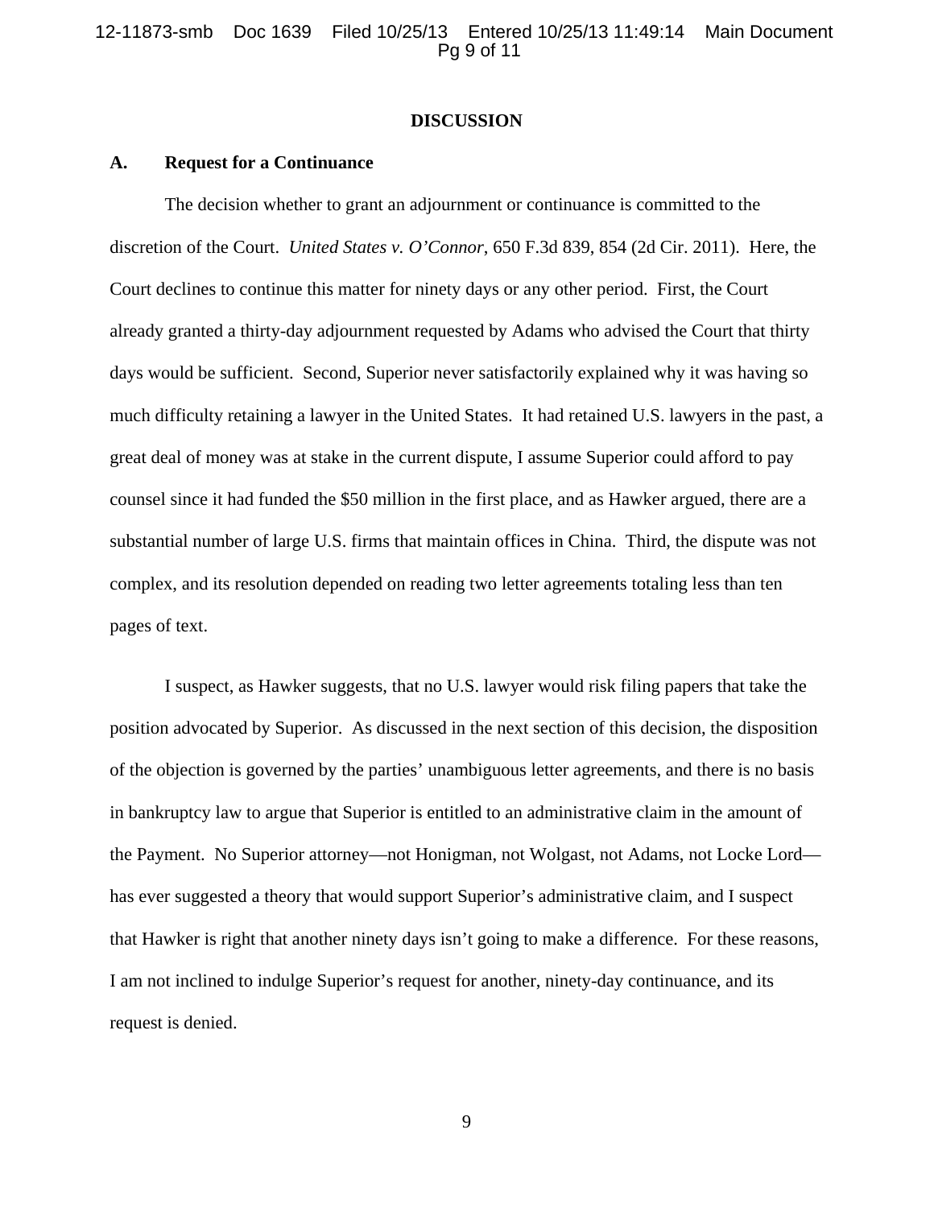## DISCUSSION

### A. Request for a Continuance

The decision whether to grant an adjournment or continuance is committed to the discretion of the Court. *United States v. O'Connor*, 650 F.3d 839, 854 (2d Cir. 2011). Here, the Court declines to continue this matter for ninety days or any other period. First, the Court already granted a thirty-day adjournment requested by Adams who advised the Court that thirty days would be sufficient. Second, Superior never satisfactorily explained why it was having so much difficulty retaining a lawyer in the United States. It had retained U.S. lawyers in the past, a great deal of money was at stake in the current dispute, I assume Superior could afford to pay counsel since it had funded the $50 million in the first place, and as Hawker argued, there are a substantial number of large U.S. firms that maintain offices in China. Third, the dispute was not complex, and its resolution depended on reading two letter agreements totaling less than ten pages of text.

I suspect, as Hawker suggests, that no U.S. lawyer would risk filing papers that take the position advocated by Superior. As discussed in the next section of this decision, the disposition of the objection is governed by the parties' unambiguous letter agreements, and there is no basis in bankruptcy law to argue that Superior is entitled to an administrative claim in the amount of the Payment. No Superior attorney—not Honigman, not Wolgast, not Adams, not Locke Lord—has ever suggested a theory that would support Superior's administrative claim, and I suspect that Hawker is right that another ninety days isn't going to make a difference. For these reasons, I am not inclined to indulge Superior's request for another, ninety-day continuance, and its request is denied.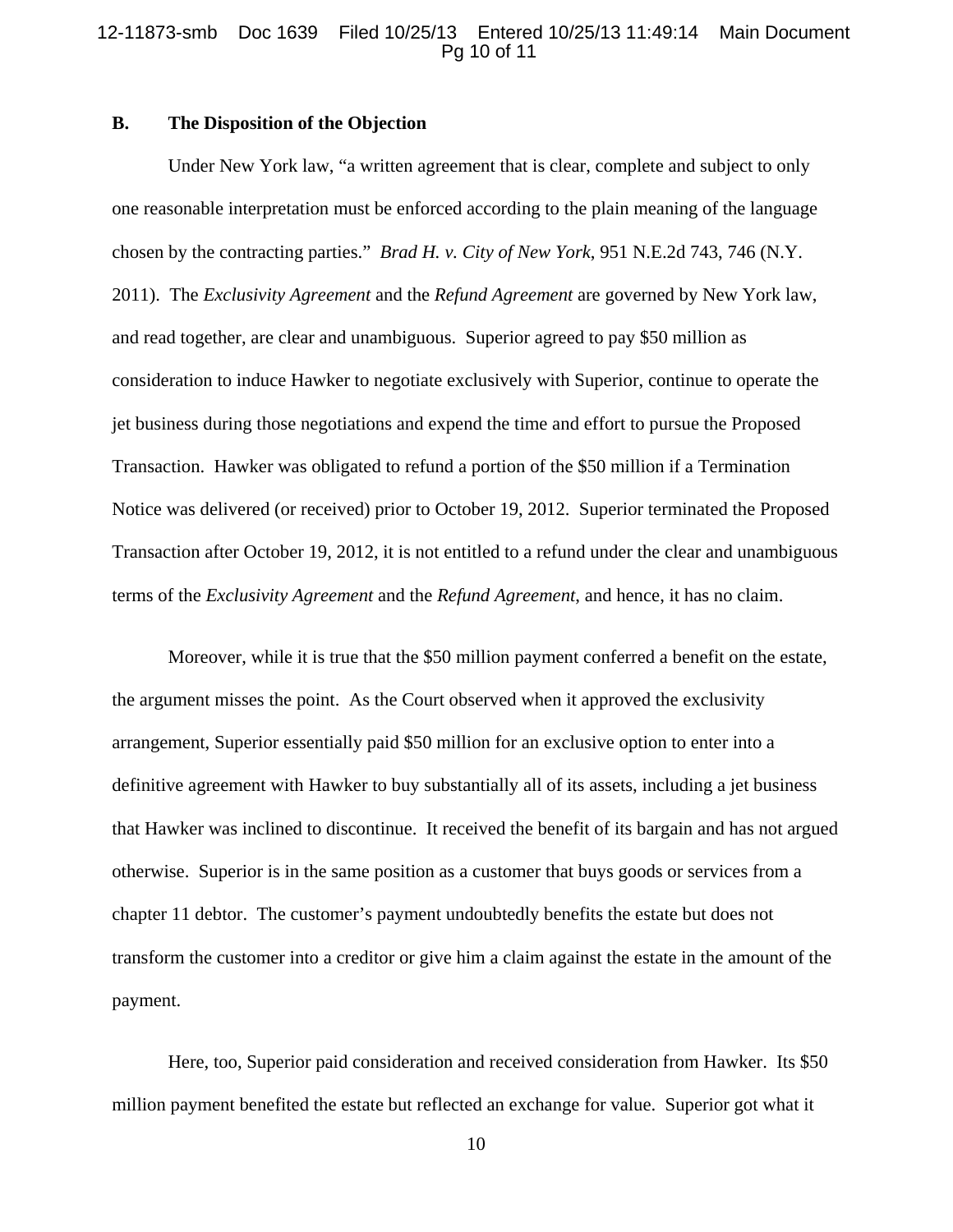### B. The Disposition of the Objection

Under New York law, "a written agreement that is clear, complete and subject to only one reasonable interpretation must be enforced according to the plain meaning of the language chosen by the contracting parties." *Brad H. v. City of New York*, 951 N.E.2d 743, 746 (N.Y. 2011). The *Exclusivity Agreement* and the *Refund Agreement* are governed by New York law, and read together, are clear and unambiguous. Superior agreed to pay $50 million as consideration to induce Hawker to negotiate exclusively with Superior, continue to operate the jet business during those negotiations and expend the time and effort to pursue the Proposed Transaction. Hawker was obligated to refund a portion of the $50 million if a Termination Notice was delivered (or received) prior to October 19, 2012. Superior terminated the Proposed Transaction after October 19, 2012, it is not entitled to a refund under the clear and unambiguous terms of the *Exclusivity Agreement* and the *Refund Agreement*, and hence, it has no claim.

Moreover, while it is true that the $50 million payment conferred a benefit on the estate, the argument misses the point. As the Court observed when it approved the exclusivity arrangement, Superior essentially paid $50 million for an exclusive option to enter into a definitive agreement with Hawker to buy substantially all of its assets, including a jet business that Hawker was inclined to discontinue. It received the benefit of its bargain and has not argued otherwise. Superior is in the same position as a customer that buys goods or services from a chapter 11 debtor. The customer's payment undoubtedly benefits the estate but does not transform the customer into a creditor or give him a claim against the estate in the amount of the payment.

Here, too, Superior paid consideration and received consideration from Hawker. Its $50 million payment benefited the estate but reflected an exchange for value. Superior got what it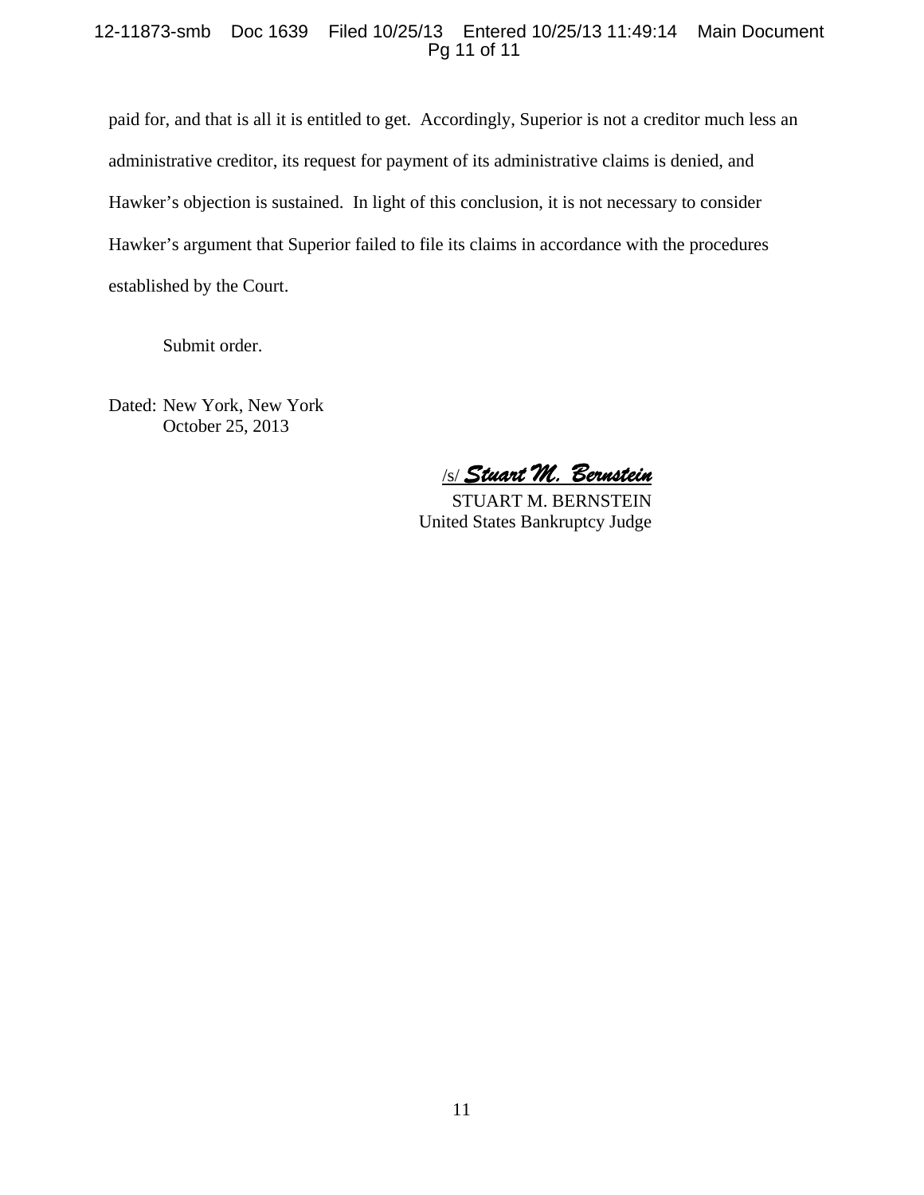paid for, and that is all it is entitled to get. Accordingly, Superior is not a creditor much less an administrative creditor, its request for payment of its administrative claims is denied, and Hawker's objection is sustained. In light of this conclusion, it is not necessary to consider Hawker's argument that Superior failed to file its claims in accordance with the procedures established by the Court.

Submit order.

Dated: New York, New York
October 25, 2013

/s/ *Stuart M. Bernstein*
STUART M. BERNSTEIN
United States Bankruptcy Judge